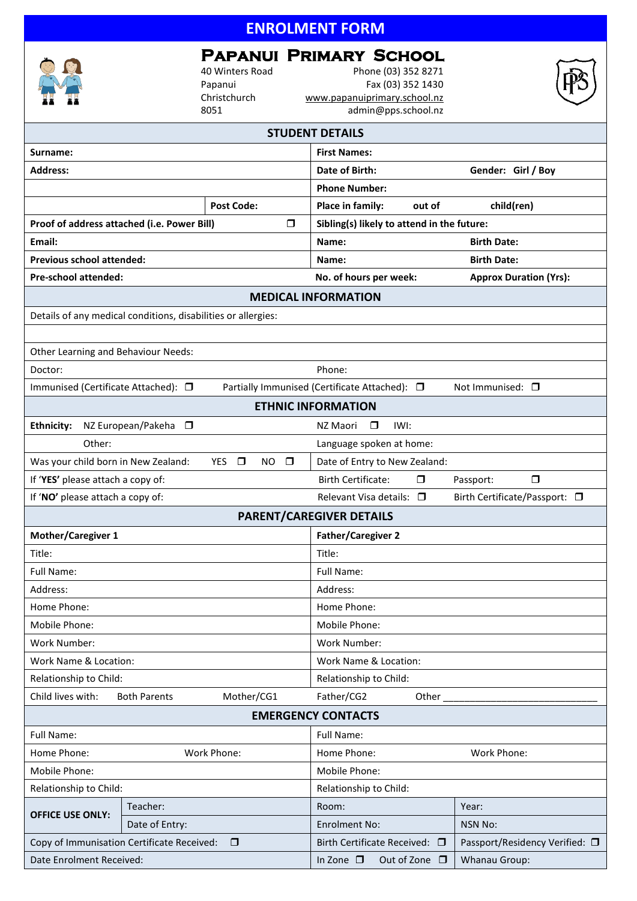# ENROLMENT FORM

## Papanui Primary School

40 Winters Road
Papanui
Christchurch
8051

Phone (03) 352 8271
Fax (03) 352 1430
www.papanuiprimary.school.nz
admin@pps.school.nz

| STUDENT DETAILS | | | |
|---|---|---|---|
| **Surname:** | | **First Names:** | |
| **Address:** | | **Date of Birth:** | **Gender: Girl / Boy** |
| | | **Phone Number:** | |
| | **Post Code:** | **Place in family: out of child(ren)** | |
| **Proof of address attached (i.e. Power Bill)** ❐ | | **Sibling(s) likely to attend in the future:** | |
| **Email:** | | **Name:** | **Birth Date:** |
| **Previous school attended:** | | **Name:** | **Birth Date:** |
| **Pre-school attended:** | | **No. of hours per week:** | **Approx Duration (Yrs):** |

| MEDICAL INFORMATION | | |
|---|---|---|
| Details of any medical conditions, disabilities or allergies: | | |
| | | |
| Other Learning and Behaviour Needs: | | |
| Doctor: | Phone: | |
| Immunised (Certificate Attached): ❐ | Partially Immunised (Certificate Attached): ❐ | Not Immunised: ❐ |

| ETHNIC INFORMATION | | |
|---|---|---|
| **Ethnicity:** NZ European/Pakeha ❐ | NZ Maori ❐ IWI: | |
| Other: | Language spoken at home: | |
| Was your child born in New Zealand: YES ❐ NO ❐ | Date of Entry to New Zealand: | |
| If '**YES**' please attach a copy of: | Birth Certificate: ❐ | Passport: ❐ |
| If '**NO**' please attach a copy of: | Relevant Visa details: ❐ | Birth Certificate/Passport: ❐ |

| PARENT/CAREGIVER DETAILS | |
|---|---|
| **Mother/Caregiver 1** | **Father/Caregiver 2** |
| Title: | Title: |
| Full Name: | Full Name: |
| Address: | Address: |
| Home Phone: | Home Phone: |
| Mobile Phone: | Mobile Phone: |
| Work Number: | Work Number: |
| Work Name & Location: | Work Name & Location: |
| Relationship to Child: | Relationship to Child: |
| Child lives with: Both Parents Mother/CG1 | Father/CG2 Other ____________________________ |

| EMERGENCY CONTACTS | |
|---|---|
| Full Name: | Full Name: |
| Home Phone: Work Phone: | Home Phone: Work Phone: |
| Mobile Phone: | Mobile Phone: |
| Relationship to Child: | Relationship to Child: |

| **OFFICE USE ONLY:** | Teacher: | Room: | Year: |
|---|---|---|---|
| | Date of Entry: | Enrolment No: | NSN No: |
| Copy of Immunisation Certificate Received: ❐ | | Birth Certificate Received: ❐ | Passport/Residency Verified: ❐ |
| Date Enrolment Received: | | In Zone ❐ Out of Zone ❐ | Whanau Group: |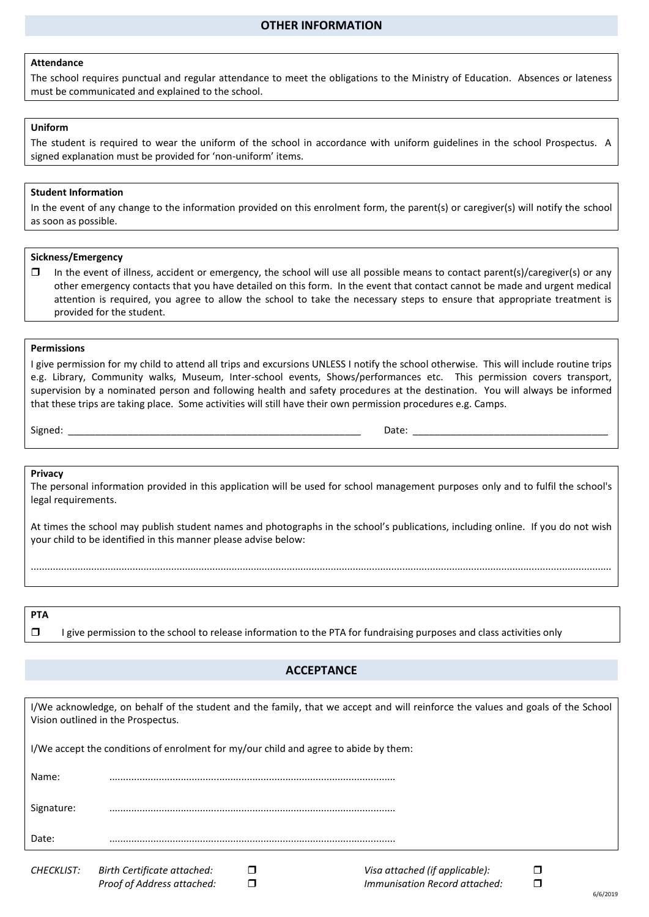## OTHER INFORMATION

**Attendance**

The school requires punctual and regular attendance to meet the obligations to the Ministry of Education. Absences or lateness must be communicated and explained to the school.

**Uniform**

The student is required to wear the uniform of the school in accordance with uniform guidelines in the school Prospectus. A signed explanation must be provided for 'non-uniform' items.

**Student Information**

In the event of any change to the information provided on this enrolment form, the parent(s) or caregiver(s) will notify the school as soon as possible.

**Sickness/Emergency**

☐ In the event of illness, accident or emergency, the school will use all possible means to contact parent(s)/caregiver(s) or any other emergency contacts that you have detailed on this form. In the event that contact cannot be made and urgent medical attention is required, you agree to allow the school to take the necessary steps to ensure that appropriate treatment is provided for the student.

**Permissions**

I give permission for my child to attend all trips and excursions UNLESS I notify the school otherwise. This will include routine trips e.g. Library, Community walks, Museum, Inter-school events, Shows/performances etc. This permission covers transport, supervision by a nominated person and following health and safety procedures at the destination. You will always be informed that these trips are taking place. Some activities will still have their own permission procedures e.g. Camps.

Signed: ________________________________________ Date: ______________________________

**Privacy**

The personal information provided in this application will be used for school management purposes only and to fulfil the school's legal requirements.

At times the school may publish student names and photographs in the school's publications, including online. If you do not wish your child to be identified in this manner please advise below:

..........................................................................................................................................................................................

**PTA**

☐ I give permission to the school to release information to the PTA for fundraising purposes and class activities only

## ACCEPTANCE

I/We acknowledge, on behalf of the student and the family, that we accept and will reinforce the values and goals of the School Vision outlined in the Prospectus.

I/We accept the conditions of enrolment for my/our child and agree to abide by them:

Name: ......................................................................................................

Signature: ......................................................................................................

Date: ......................................................................................................

*CHECKLIST:* *Birth Certificate attached:* ☐ *Visa attached (if applicable):* ☐
*Proof of Address attached:* ☐ *Immunisation Record attached:* ☐

6/6/2019